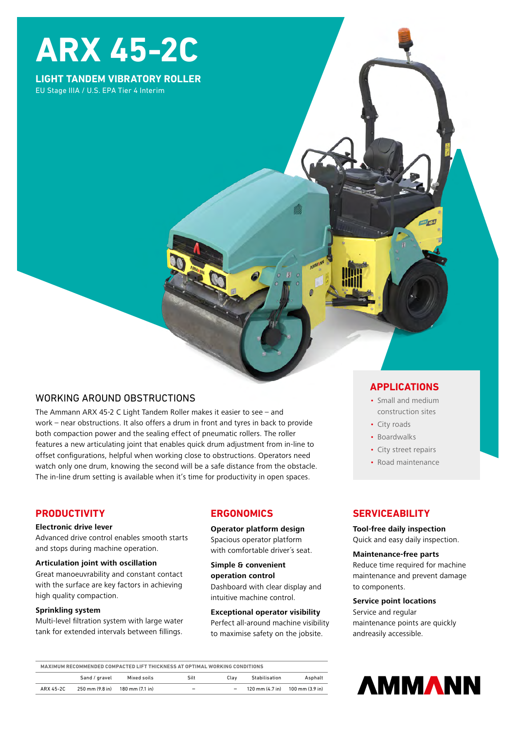# ARX 45-2C

**LIGHT TANDEM VIBRATORY ROLLER**

EU Stage IIIA / U.S. EPA Tier 4 Interim

## WORKING AROUND OBSTRUCTIONS

The Ammann ARX 45-2 C Light Tandem Roller makes it easier to see – and work – near obstructions. It also offers a drum in front and tyres in back to provide both compaction power and the sealing effect of pneumatic rollers. The roller features a new articulating joint that enables quick drum adjustment from in-line to offset configurations, helpful when working close to obstructions. Operators need watch only one drum, knowing the second will be a safe distance from the obstacle. The in-line drum setting is available when it's time for productivity in open spaces.

## APPLICATIONS

- Small and medium construction sites
- City roads
- Boardwalks
- City street repairs
- Road maintenance

## PRODUCTIVITY

**Electronic drive lever**
Advanced drive control enables smooth starts and stops during machine operation.

**Articulation joint with oscillation**
Great manoeuvrability and constant contact with the surface are key factors in achieving high quality compaction.

**Sprinkling system**
Multi-level filtration system with large water tank for extended intervals between fillings.

## ERGONOMICS

**Operator platform design**
Spacious operator platform with comfortable driver's seat.

**Simple & convenient operation control**
Dashboard with clear display and intuitive machine control.

**Exceptional operator visibility**
Perfect all-around machine visibility to maximise safety on the jobsite.

## SERVICEABILITY

**Tool-free daily inspection**
Quick and easy daily inspection.

**Maintenance-free parts**
Reduce time required for machine maintenance and prevent damage to components.

**Service point locations**
Service and regular maintenance points are quickly andreasily accessible.

**MAXIMUM RECOMMENDED COMPACTED LIFT THICKNESS AT OPTIMAL WORKING CONDITIONS**

| | Sand / gravel | Mixed soils | Silt | Clay | Stabilisation | Asphalt |
|---|---|---|---|---|---|---|
| ARX 45-2C | 250 mm (9.8 in) | 180 mm (7.1 in) | – | – | 120 mm (4.7 in) | 100 mm (3.9 in) |

AMMANN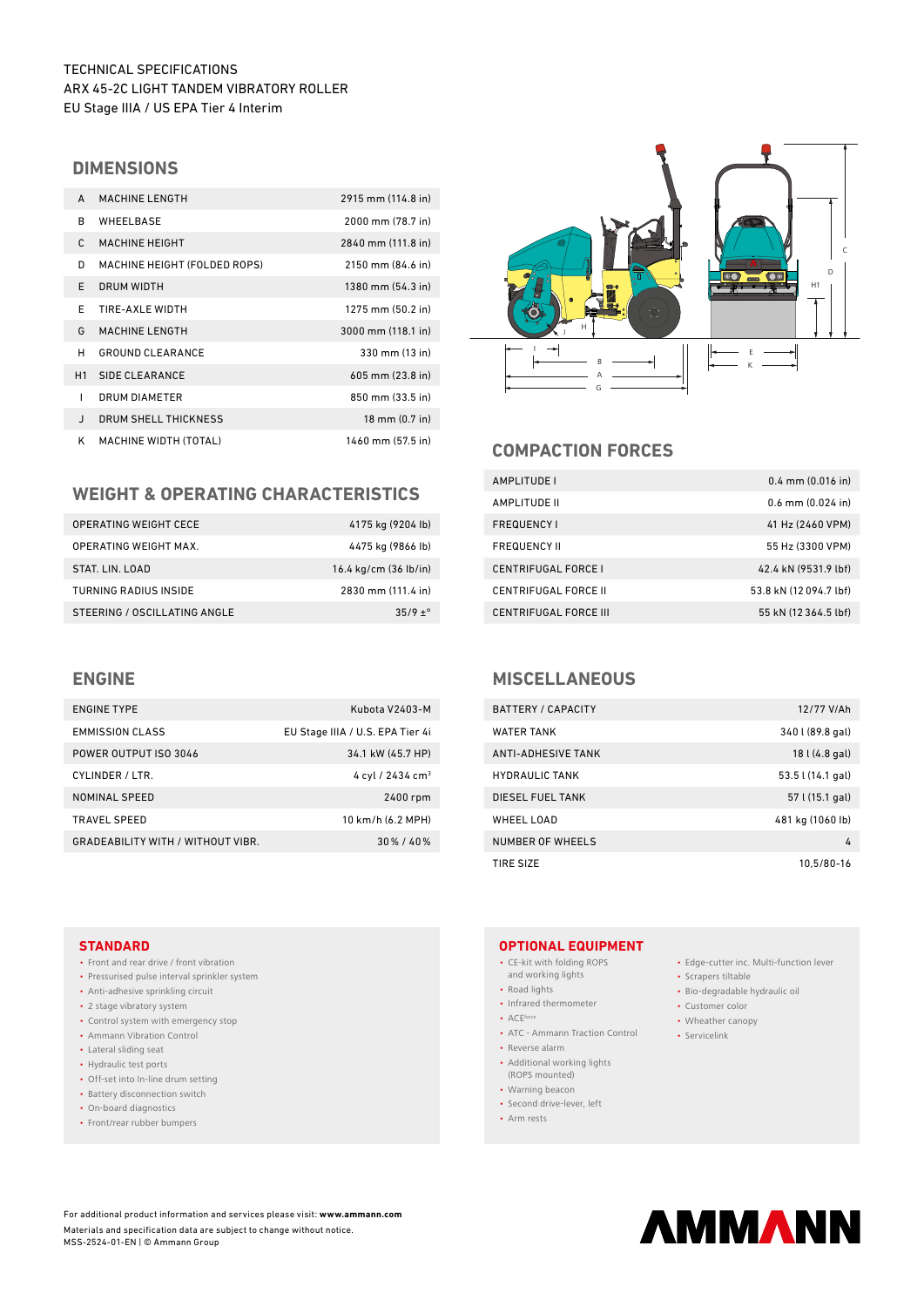TECHNICAL SPECIFICATIONS
ARX 45-2C LIGHT TANDEM VIBRATORY ROLLER
EU Stage IIIA / US EPA Tier 4 Interim

## DIMENSIONS

| | | |
|---|---|---|
| A | MACHINE LENGTH | 2915 mm (114.8 in) |
| B | WHEELBASE | 2000 mm (78.7 in) |
| C | MACHINE HEIGHT | 2840 mm (111.8 in) |
| D | MACHINE HEIGHT (FOLDED ROPS) | 2150 mm (84.6 in) |
| E | DRUM WIDTH | 1380 mm (54.3 in) |
| E | TIRE-AXLE WIDTH | 1275 mm (50.2 in) |
| G | MACHINE LENGTH | 3000 mm (118.1 in) |
| H | GROUND CLEARANCE | 330 mm (13 in) |
| H1 | SIDE CLEARANCE | 605 mm (23.8 in) |
| I | DRUM DIAMETER | 850 mm (33.5 in) |
| J | DRUM SHELL THICKNESS | 18 mm (0.7 in) |
| K | MACHINE WIDTH (TOTAL) | 1460 mm (57.5 in) |

C
D
H1
H
J
I
B
A
G
E
K

## WEIGHT & OPERATING CHARACTERISTICS

| | |
|---|---|
| OPERATING WEIGHT CECE | 4175 kg (9204 lb) |
| OPERATING WEIGHT MAX. | 4475 kg (9866 lb) |
| STAT. LIN. LOAD | 16.4 kg/cm (36 lb/in) |
| TURNING RADIUS INSIDE | 2830 mm (111.4 in) |
| STEERING / OSCILLATING ANGLE | 35/9 ±° |

## COMPACTION FORCES

| | |
|---|---|
| AMPLITUDE I | 0.4 mm (0.016 in) |
| AMPLITUDE II | 0.6 mm (0.024 in) |
| FREQUENCY I | 41 Hz (2460 VPM) |
| FREQUENCY II | 55 Hz (3300 VPM) |
| CENTRIFUGAL FORCE I | 42.4 kN (9531.9 lbf) |
| CENTRIFUGAL FORCE II | 53.8 kN (12 094.7 lbf) |
| CENTRIFUGAL FORCE III | 55 kN (12 364.5 lbf) |

## ENGINE

| | |
|---|---|
| ENGINE TYPE | Kubota V2403-M |
| EMISSION CLASS | EU Stage IIIA / U.S. EPA Tier 4i |
| POWER OUTPUT ISO 3046 | 34.1 kW (45.7 HP) |
| CYLINDER / LTR. | 4 cyl / 2434 cm³ |
| NOMINAL SPEED | 2400 rpm |
| TRAVEL SPEED | 10 km/h (6.2 MPH) |
| GRADEABILITY WITH / WITHOUT VIBR. | 30 % / 40 % |

## MISCELLANEOUS

| | |
|---|---|
| BATTERY / CAPACITY | 12/77 V/Ah |
| WATER TANK | 340 l (89.8 gal) |
| ANTI-ADHESIVE TANK | 18 l (4.8 gal) |
| HYDRAULIC TANK | 53.5 l (14.1 gal) |
| DIESEL FUEL TANK | 57 l (15.1 gal) |
| WHEEL LOAD | 481 kg (1060 lb) |
| NUMBER OF WHEELS | 4 |
| TIRE SIZE | 10,5/80-16 |

## STANDARD

- Front and rear drive / front vibration
- Pressurised pulse interval sprinkler system
- Anti-adhesive sprinkling circuit
- 2 stage vibratory system
- Control system with emergency stop
- Ammann Vibration Control
- Lateral sliding seat
- Hydraulic test ports
- Off-set into In-line drum setting
- Battery disconnection switch
- On-board diagnostics
- Front/rear rubber bumpers

## OPTIONAL EQUIPMENT

- CE-kit with folding ROPS and working lights
- Road lights
- Infrared thermometer
- ACEforce
- ATC - Ammann Traction Control
- Reverse alarm
- Additional working lights (ROPS mounted)
- Warning beacon
- Second drive-lever, left
- Arm rests
- Edge-cutter inc. Multi-function lever
- Scrapers tiltable
- Bio-degradable hydraulic oil
- Customer color
- Wheather canopy
- Servicelink

For additional product information and services please visit: **www.ammann.com**
Materials and specification data are subject to change without notice.
MSS-2524-01-EN | © Ammann Group

AMMANN